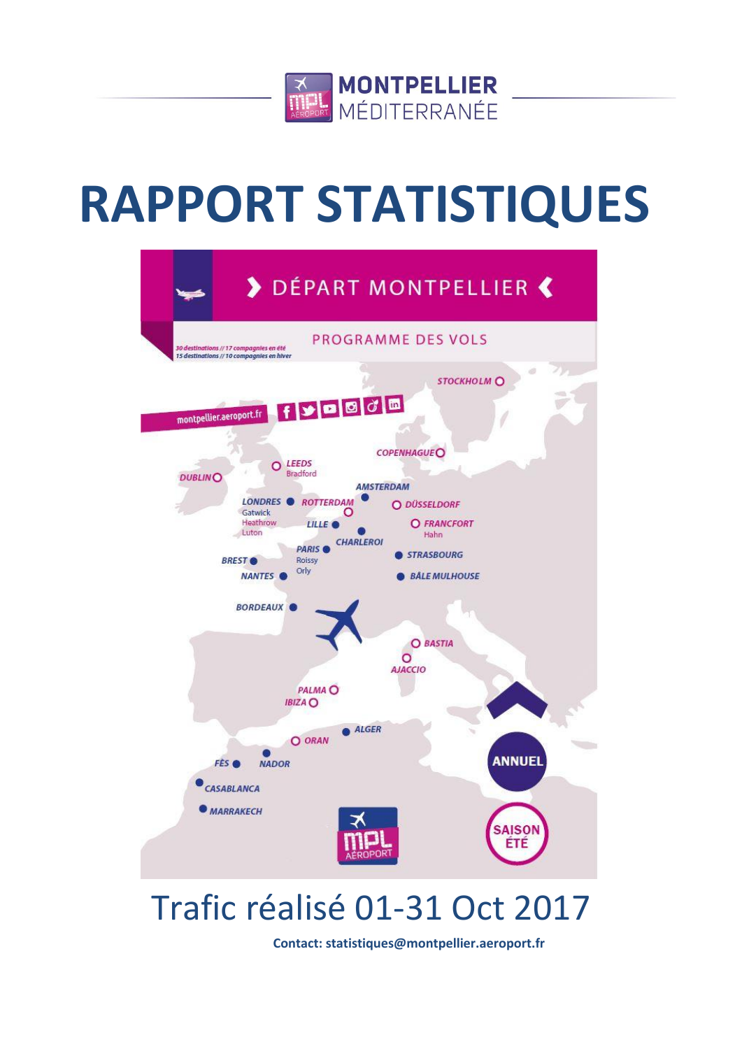MONTPELLIER MÉDITERRANÉE

# RAPPORT STATISTIQUES

DÉPART MONTPELLIER

PROGRAMME DES VOLS

30 destinations // 17 compagnies en été
15 destinations // 10 compagnies en hiver

montpellier.aeroport.fr

STOCKHOLM, COPENHAGUE, LEEDS Bradford, DUBLIN, AMSTERDAM, LONDRES Gatwick Heathrow Luton, ROTTERDAM, DÜSSELDORF, LILLE, FRANCFORT Hahn, CHARLEROI, PARIS Roissy Orly, BREST, STRASBOURG, NANTES, BÂLE MULHOUSE, BORDEAUX, BASTIA, AJACCIO, PALMA, IBIZA, ALGER, ORAN, FÈS, NADOR, CASABLANCA, MARRAKECH

ANNUEL

SAISON ÉTÉ

## Trafic réalisé 01-31 Oct 2017

**Contact: statistiques@montpellier.aeroport.fr**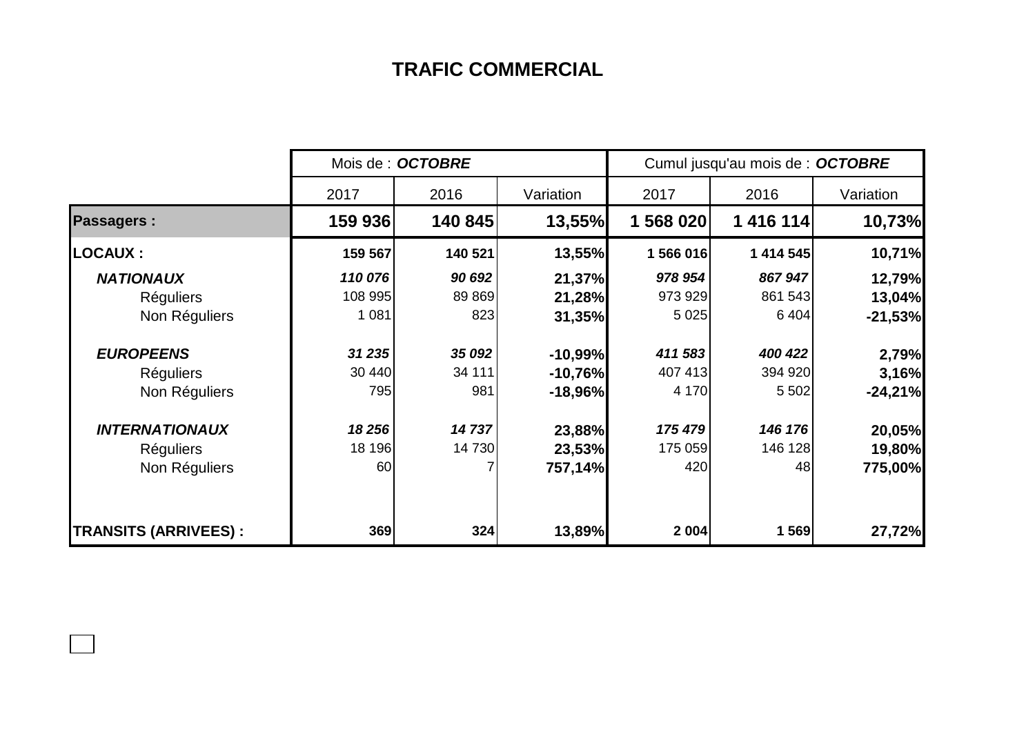# TRAFIC COMMERCIAL

| | Mois de : ***OCTOBRE*** | | | Cumul jusqu'au mois de : ***OCTOBRE*** | | |
|---|---|---|---|---|---|---|
| | 2017 | 2016 | Variation | 2017 | 2016 | Variation |
| **Passagers :** | **159 936** | **140 845** | **13,55%** | **1 568 020** | **1 416 114** | **10,73%** |
| **LOCAUX :** | **159 567** | **140 521** | **13,55%** | **1 566 016** | **1 414 545** | **10,71%** |
| ***NATIONAUX*** | ***110 076*** | ***90 692*** | **21,37%** | ***978 954*** | ***867 947*** | **12,79%** |
| Réguliers | 108 995 | 89 869 | **21,28%** | 973 929 | 861 543 | **13,04%** |
| Non Réguliers | 1 081 | 823 | **31,35%** | 5 025 | 6 404 | **-21,53%** |
| ***EUROPEENS*** | ***31 235*** | ***35 092*** | **-10,99%** | ***411 583*** | ***400 422*** | **2,79%** |
| Réguliers | 30 440 | 34 111 | **-10,76%** | 407 413 | 394 920 | **3,16%** |
| Non Réguliers | 795 | 981 | **-18,96%** | 4 170 | 5 502 | **-24,21%** |
| ***INTERNATIONAUX*** | ***18 256*** | ***14 737*** | **23,88%** | ***175 479*** | ***146 176*** | **20,05%** |
| Réguliers | 18 196 | 14 730 | **23,53%** | 175 059 | 146 128 | **19,80%** |
| Non Réguliers | 60 | 7 | **757,14%** | 420 | 48 | **775,00%** |
| **TRANSITS (ARRIVEES) :** | **369** | **324** | **13,89%** | **2 004** | **1 569** | **27,72%** |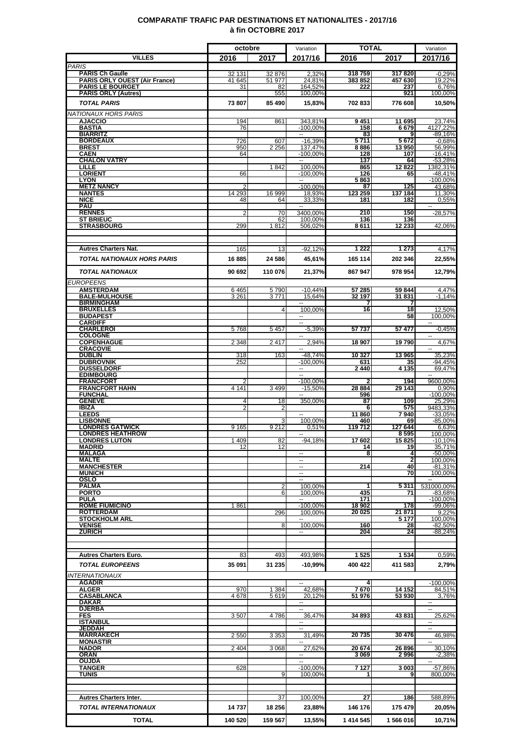# COMPARATIF TRAFIC PAR DESTINATIONS ET NATIONALITES - 2017/16
## à fin OCTOBRE 2017

| VILLES | octobre 2016 | octobre 2017 | Variation 2017/16 | TOTAL 2016 | TOTAL 2017 | Variation 2017/16 |
|---|---|---|---|---|---|---|
| *PARIS* | | | | | | |
| **PARIS Ch Gaulle** | 32 131 | 32 876 | 2,32% | 318 759 | 317 820 | -0,29% |
| **PARIS ORLY OUEST (Air France)** | 41 645 | 51 977 | 24,81% | 383 852 | 457 630 | 19,22% |
| **PARIS LE BOURGET** | 31 | 82 | 164,52% | 222 | 237 | 6,76% |
| **PARIS ORLY (Autres)** | | 555 | 100,00% | | 921 | 100,00% |
| ***TOTAL PARIS*** | **73 807** | **85 490** | **15,83%** | **702 833** | **776 608** | **10,50%** |
| *NATIONAUX HORS PARIS* | | | | | | |
| **AJACCIO** | 194 | 861 | 343,81% | 9 451 | 11 695 | 23,74% |
| **BASTIA** | 76 | | -100,00% | 158 | 6 679 | 4127,22% |
| **BIARRITZ** | | | -- | 83 | 9 | -89,16% |
| **BORDEAUX** | 726 | 607 | -16,39% | 5 711 | 5 672 | -0,68% |
| **BREST** | 950 | 2 256 | 137,47% | 8 886 | 13 950 | 56,99% |
| **CAEN** | 64 | | -100,00% | 128 | 107 | -16,41% |
| **CHALON VATRY** | | | -- | 137 | 64 | -53,28% |
| **LILLE** | | 1 842 | 100,00% | 865 | 12 822 | 1382,31% |
| **LORIENT** | 66 | | -100,00% | 126 | 65 | -48,41% |
| **LYON** | | | -- | 5 863 | | -100,00% |
| **METZ NANCY** | 2 | | -100,00% | 87 | 125 | 43,68% |
| **NANTES** | 14 293 | 16 999 | 18,93% | 123 259 | 137 184 | 11,30% |
| **NICE** | 48 | 64 | 33,33% | 181 | 182 | 0,55% |
| **PAU** | | | -- | | | -- |
| **RENNES** | 2 | 70 | 3400,00% | 210 | 150 | -28,57% |
| **ST BRIEUC** | | 62 | 100,00% | 136 | 136 | |
| **STRASBOURG** | 299 | 1 812 | 506,02% | 8 611 | 12 233 | 42,06% |
| | | | | | | |
| **Autres Charters Nat.** | 165 | 13 | -92,12% | 1 222 | 1 273 | 4,17% |
| ***TOTAL NATIONAUX HORS PARIS*** | **16 885** | **24 586** | **45,61%** | **165 114** | **202 346** | **22,55%** |
| ***TOTAL NATIONAUX*** | **90 692** | **110 076** | **21,37%** | **867 947** | **978 954** | **12,79%** |
| *EUROPEENS* | | | | | | |
| **AMSTERDAM** | 6 465 | 5 790 | -10,44% | 57 285 | 59 844 | 4,47% |
| **BALE-MULHOUSE** | 3 261 | 3 771 | 15,64% | 32 197 | 31 831 | -1,14% |
| **BIRMINGHAM** | | | -- | 7 | 7 | |
| **BRUXELLES** | | 4 | 100,00% | 16 | 18 | 12,50% |
| **BUDAPEST** | | | -- | | 58 | 100,00% |
| **CARDIFF** | | | -- | | | -- |
| **CHARLEROI** | 5 768 | 5 457 | -5,39% | 57 737 | 57 477 | -0,45% |
| **COLOGNE** | | | -- | | | -- |
| **COPENHAGUE** | 2 348 | 2 417 | 2,94% | 18 907 | 19 790 | 4,67% |
| **CRACOVIE** | | | -- | | | -- |
| **DUBLIN** | 318 | 163 | -48,74% | 10 327 | 13 965 | 35,23% |
| **DUBROVNIK** | 252 | | -100,00% | 631 | 35 | -94,45% |
| **DUSSELDORF** | | | -- | 2 440 | 4 135 | 69,47% |
| **EDIMBOURG** | | | -- | | | -- |
| **FRANCFORT** | 2 | | -100,00% | 2 | 194 | 9600,00% |
| **FRANCFORT HAHN** | 4 141 | 3 499 | -15,50% | 28 884 | 29 143 | 0,90% |
| **FUNCHAL** | | | -- | 596 | | -100,00% |
| **GENEVE** | 4 | 18 | 350,00% | 87 | 109 | 25,29% |
| **IBIZA** | 2 | 2 | | 6 | 575 | 9483,33% |
| **LEEDS** | | | -- | 11 860 | 7 940 | -33,05% |
| **LISBONNE** | | 3 | 100,00% | 460 | 69 | -85,00% |
| **LONDRES GATWICK** | 9 165 | 9 212 | 0,51% | 119 712 | 127 644 | 6,63% |
| **LONDRES HEATHROW** | | | -- | | 8 595 | 100,00% |
| **LONDRES LUTON** | 1 409 | 82 | -94,18% | 17 602 | 15 825 | -10,10% |
| **MADRID** | 12 | 12 | | 14 | 19 | 35,71% |
| **MALAGA** | | | -- | 8 | 4 | -50,00% |
| **MALTE** | | | -- | | 2 | 100,00% |
| **MANCHESTER** | | | -- | 214 | 40 | -81,31% |
| **MUNICH** | | | -- | | 70 | 100,00% |
| **OSLO** | | | -- | | | -- |
| **PALMA** | | 2 | 100,00% | 1 | 5 311 | 531000,00% |
| **PORTO** | | 6 | 100,00% | 435 | 71 | -83,68% |
| **PULA** | | | -- | 171 | | -100,00% |
| **ROME FIUMICINO** | 1 861 | | -100,00% | 18 902 | 178 | -99,06% |
| **ROTTERDAM** | | 296 | 100,00% | 20 025 | 21 871 | 9,22% |
| **STOCKHOLM ARL** | | | -- | | 5 177 | 100,00% |
| **VENISE** | | 8 | 100,00% | 160 | 28 | -82,50% |
| **ZURICH** | | | -- | 204 | 24 | -88,24% |
| | | | | | | |
| **Autres Charters Euro.** | 83 | 493 | 493,98% | 1 525 | 1 534 | 0,59% |
| ***TOTAL EUROPEENS*** | **35 091** | **31 235** | **-10,99%** | **400 422** | **411 583** | **2,79%** |
| *INTERNATIONAUX* | | | | | | |
| **AGADIR** | | | -- | 4 | | -100,00% |
| **ALGER** | 970 | 1 384 | 42,68% | 7 670 | 14 152 | 84,51% |
| **CASABLANCA** | 4 678 | 5 619 | 20,12% | 51 976 | 53 930 | 3,76% |
| **DAKAR** | | | -- | | | -- |
| **DJERBA** | | | -- | | | -- |
| **FES** | 3 507 | 4 786 | 36,47% | 34 893 | 43 831 | 25,62% |
| **ISTANBUL** | | | -- | | | -- |
| **JEDDAH** | | | -- | | | -- |
| **MARRAKECH** | 2 550 | 3 353 | 31,49% | 20 735 | 30 476 | 46,98% |
| **MONASTIR** | | | -- | | | -- |
| **NADOR** | 2 404 | 3 068 | 27,62% | 20 674 | 26 896 | 30,10% |
| **ORAN** | | | -- | 3 069 | 2 996 | -2,38% |
| **OUJDA** | | | -- | | | -- |
| **TANGER** | 628 | | -100,00% | 7 127 | 3 003 | -57,86% |
| **TUNIS** | | 9 | 100,00% | 1 | 9 | 800,00% |
| | | | | | | |
| **Autres Charters Inter.** | | 37 | 100,00% | 27 | 186 | 588,89% |
| ***TOTAL INTERNATIONAUX*** | **14 737** | **18 256** | **23,88%** | **146 176** | **175 479** | **20,05%** |
| **TOTAL** | **140 520** | **159 567** | **13,55%** | **1 414 545** | **1 566 016** | **10,71%** |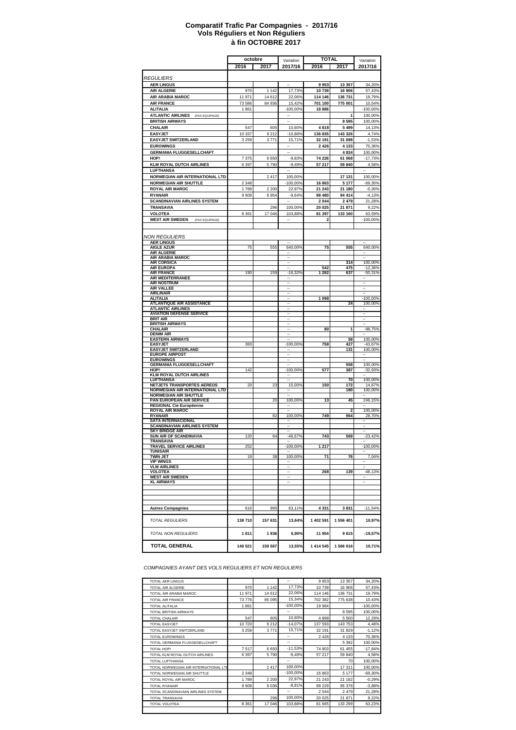# Comparatif Trafic Par Compagnies - 2017/16
## Vols Réguliers et Non Réguliers
## à fin OCTOBRE 2017

| | octobre | | Variation | TOTAL | | Variation |
|---|---|---|---|---|---|---|
| | 2016 | 2017 | 2017/16 | 2016 | 2017 | 2017/16 |
| *REGULIERS* | | | | | | |
| **AER LINGUS** | | | -- | **9 953** | **13 357** | 34,20% |
| **AIR ALGERIE** | 970 | 1 142 | 17,73% | **10 739** | **16 906** | 57,43% |
| **AIR ARABIA MAROC** | 11 971 | 14 612 | 22,06% | **114 146** | **136 731** | 19,79% |
| **AIR FRANCE** | 73 586 | 84 936 | 15,42% | **701 100** | **775 001** | 10,54% |
| **ALITALIA** | 1 861 | | -100,00% | **18 886** | | -100,00% |
| **ATLANTIC AIRWAYS** *(PAX EQUIPAGE)* | | | -- | | **1** | 100,00% |
| **BRITISH AIRWAYS** | | | -- | | **8 595** | 100,00% |
| **CHALAIR** | 547 | 605 | 10,60% | **4 818** | **5 499** | 14,13% |
| **EASYJET** | 10 337 | 9 212 | -10,88% | **136 835** | **143 326** | 4,74% |
| **EASYJET SWITZERLAND** | 3 259 | 3 771 | 15,71% | **32 191** | **31 698** | -1,53% |
| **EUROWINGS** | | | -- | **2 426** | **4 133** | 70,36% |
| **GERMANIA FLUGGESELLCHAFT** | | | -- | | **4 834** | 100,00% |
| **HOP!** | 7 375 | 6 650 | -9,83% | **74 226** | **61 068** | -17,73% |
| **KLM ROYAL DUTCH AIRLINES** | 6 397 | 5 790 | -9,49% | **57 217** | **59 840** | 4,58% |
| **LUFTHANSA** | | | -- | | | -- |
| **NORWEGIAN AIR INTERNATIONAL LTD** | | 2 417 | 100,00% | | **17 131** | 100,00% |
| **NORWEGIAN AIR SHUTTLE** | 2 348 | | -100,00% | **16 863** | **5 177** | -69,30% |
| **ROYAL AIR MAROC** | 1 789 | 2 200 | 22,97% | **21 243** | **21 180** | -0,30% |
| **RYANAIR** | 9 909 | 8 954 | -9,64% | **98 480** | **94 414** | -4,13% |
| **SCANDINAVIAN AIRLINES SYSTEM** | | | -- | **2 044** | **2 479** | 21,28% |
| **TRANSAVIA** | | 296 | 100,00% | **20 025** | **21 871** | 9,22% |
| **VOLOTEA** | 8 361 | 17 046 | 103,88% | **81 397** | **133 160** | 63,59% |
| **WEST AIR SWEDEN** *(PAX EQUIPAGE)* | | | -- | **2** | | -100,00% |
| *NON REGULIERS* | | | | | | |
| **AER LINGUS** | | | -- | | | -- |
| **AIGLE AZUR** | 75 | 555 | 640,00% | **75** | **555** | 640,00% |
| **AIR ALGERIE** | | | -- | | | -- |
| **AIR ARABIA MAROC** | | | -- | | | -- |
| **AIR CORSICA** | | | -- | | **314** | 100,00% |
| **AIR EUROPA** | | | -- | **542** | **475** | -12,36% |
| **AIR FRANCE** | 190 | 159 | -16,32% | **1 282** | **637** | -50,31% |
| **AIR MEDITERRANEE** | | | -- | | | -- |
| **AIR NOSTRUM** | | | -- | | | -- |
| **AIR VALLEE** | | | -- | | | -- |
| **AIRLINAIR** | | | -- | | | -- |
| **ALITALIA** | | | -- | **1 098** | | -100,00% |
| **ATLANTIQUE AIR ASSISTANCE** | | | -- | | **24** | 100,00% |
| **ATLANTIC AIRLINES** | | | -- | | | -- |
| **AVIATION DEFENSE SERVICE** | | | -- | | | -- |
| **BRIT AIR** | | | -- | | | -- |
| **BRITISH AIRWAYS** | | | -- | | | -- |
| **CHALAIR** | | | -- | **80** | **1** | -98,75% |
| **DENIM AIR** | | | -- | | | -- |
| **EASTERN AIRWAYS** | | | -- | | **58** | 100,00% |
| **EASYJET** | 383 | | -100,00% | **758** | **427** | -43,67% |
| **EASYJET SWITZERLAND** | | | -- | | **131** | 100,00% |
| **EUROPE AIRPOST** | | | -- | | | -- |
| **EUROWINGS** | | | -- | | | -- |
| **GERMANIA FLUGGESELLCHAFT** | | | -- | | **558** | 100,00% |
| **HOP!** | 142 | | -100,00% | **577** | **387** | -32,93% |
| **KLM ROYAL DUTCH AIRLINES** | | | -- | | | -- |
| **LUFTHANSA** | | | -- | | **70** | 100,00% |
| **NETJETS TRANSPORTES AEREOS** | 20 | 23 | 15,00% | **150** | **172** | 14,67% |
| **NORWEGIAN AIR INTERNATIONAL LTD** | | | -- | | **180** | 100,00% |
| **NORWEGIAN AIR SHUTTLE** | | | -- | | | -- |
| **PAN EUROPEAN AIR SERVICE** | | 20 | 100,00% | **13** | **45** | 246,15% |
| **REGIONAL Cie Européenne** | | | -- | | | -- |
| **ROYAL AIR MAROC** | | | -- | | **2** | 100,00% |
| **RYANAIR** | | 82 | 100,00% | **749** | **964** | 28,70% |
| **SATA INTERNACIONAL** | | | -- | | | -- |
| **SCANDINAVIAN AIRLINES SYSTEM** | | | -- | | | -- |
| **SKY BRIDGE AIR** | | | -- | | | -- |
| **SUN AIR OF SCANDINAVIA** | 120 | 64 | -46,67% | **743** | **569** | -23,42% |
| **TRANSAVIA** | | | -- | | | -- |
| **TRAVEL SERVICE AIRLINES** | 252 | | -100,00% | **1 217** | | -100,00% |
| **TUNISAIR** | | | -- | | | -- |
| **TWIN JET** | 19 | 38 | 100,00% | **71** | **76** | 7,04% |
| **VIP WINGS** | | | -- | | | -- |
| **VLM AIRLINES** | | | -- | | | -- |
| **VOLOTEA** | | | -- | **268** | **139** | -48,13% |
| **WEST AIR SWEDEN** | | | -- | | | -- |
| **XL AIRWAYS** | | | -- | | | -- |
| **Autres Compagnies** | 610 | 995 | 63,11% | **4 331** | **3 831** | -11,54% |
| *TOTAL REGULIERS* | **138 710** | **157 631** | **13,64%** | **1 402 591** | **1 556 401** | **10,97%** |
| *TOTAL NON REGULIERS* | **1 811** | **1 936** | **6,90%** | **11 954** | **9 615** | **-19,57%** |
| **TOTAL GENERAL** | **140 521** | **159 567** | **13,55%** | **1 414 545** | **1 566 016** | **10,71%** |

*COMPAGNIES AYANT DES VOLS REGULIERS ET NON REGULIERS*

| | | | | | | |
|---|---|---|---|---|---|---|
| TOTAL AER LINGUS | | | -- | 9 953 | 13 357 | 34,20% |
| TOTAL AIR ALGERIE | 970 | 1 142 | 17,73% | 10 739 | 16 906 | 57,43% |
| TOTAL AIR ARABIA MAROC | 11 971 | 14 612 | 22,06% | 114 146 | 136 731 | 19,79% |
| TOTAL AIR FRANCE | 73 776 | 85 095 | 15,34% | 702 382 | 775 638 | 10,43% |
| TOTAL ALITALIA | 1 861 | | -100,00% | 19 984 | | -100,00% |
| TOTAL BRITISH AIRWAYS | | | -- | | 8 595 | 100,00% |
| TOTAL CHALAIR | 547 | 605 | 10,60% | 4 898 | 5 500 | 12,29% |
| TOTAL EASYJET | 10 720 | 9 212 | -14,07% | 137 593 | 143 753 | 4,48% |
| TOTAL EASYJET SWITZERLAND | 3 259 | 3 771 | 15,71% | 32 191 | 31 829 | -1,12% |
| TOTAL EUROWINGS | | | -- | 2 426 | 4 133 | 70,36% |
| TOTAL GERMANIA FLUGGESELLCHAFT | | | -- | | 5 392 | 100,00% |
| TOTAL HOP! | 7 517 | 6 650 | -11,53% | 74 803 | 61 455 | -17,84% |
| TOTAL KLM ROYAL DUTCH AIRLINES | 6 397 | 5 790 | -9,49% | 57 217 | 59 840 | 4,58% |
| TOTAL LUFTHANSA | | | -- | | 70 | 100,00% |
| TOTAL NORWEGIAN AIR INTERNATIONAL LTD | | 2 417 | 100,00% | | 17 311 | 100,00% |
| TOTAL NORWEGIAN AIR SHUTTLE | 2 348 | | -100,00% | 16 863 | 5 177 | -69,30% |
| TOTAL ROYAL AIR MAROC | 1 789 | 2 200 | 22,97% | 21 243 | 21 182 | -0,29% |
| TOTAL RYANAIR | 9 909 | 9 036 | -8,81% | 99 229 | 95 378 | -3,88% |
| TOTAL SCANDINAVIAN AIRLINES SYSTEM | | | -- | 2 044 | 2 479 | 21,28% |
| TOTAL TRANSAVIA | | 296 | 100,00% | 20 025 | 21 871 | 9,22% |
| TOTAL VOLOTEA | 8 361 | 17 046 | 103,88% | 81 665 | 133 299 | 63,23% |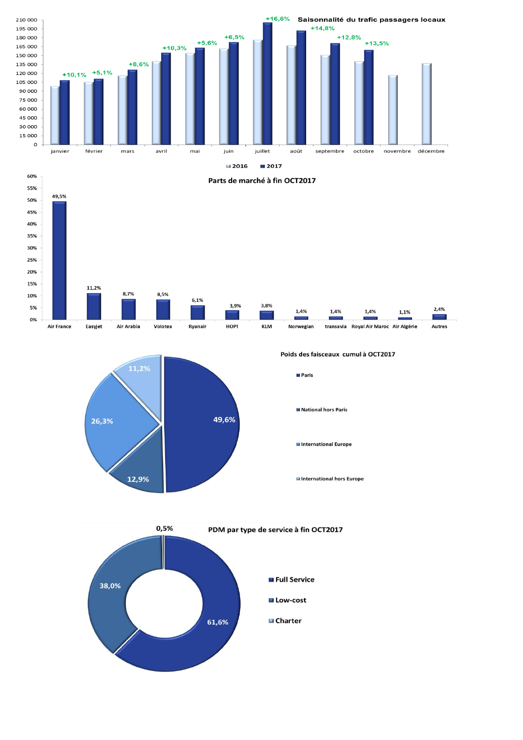Saisonnalité du trafic passagers locaux

210 000
195 000
180 000
165 000
150 000
135 000
120 000
105 000
90 000
75 000
60 000
45 000
30 000
15 000
0

+10,1% +5,1% +8,6% +10,3% +5,6% +6,5% +16,6% +14,8% +12,8% +13,5%

janvier février mars avril mai juin juillet août septembre octobre novembre décembre

2016 2017

Parts de marché à fin OCT2017

60%
55%
50%
45%
40%
35%
30%
25%
20%
15%
10%
5%
0%

Air France 49,5%
Easyjet 11,2%
Air Arabia 8,7%
Volotea 8,5%
Ryanair 6,1%
HOP! 3,9%
KLM 3,8%
Norwegian 1,4%
transavia 1,4%
Royal Air Maroc 1,4%
Air Algérie 1,1%
Autres 2,4%

Poids des faisceaux cumul à OCT2017

Paris 49,6%
National hors Paris 12,9%
International Europe 26,3%
International hors Europe 11,2%

PDM par type de service à fin OCT2017

Full Service 61,6%
Low-cost 38,0%
Charter 0,5%